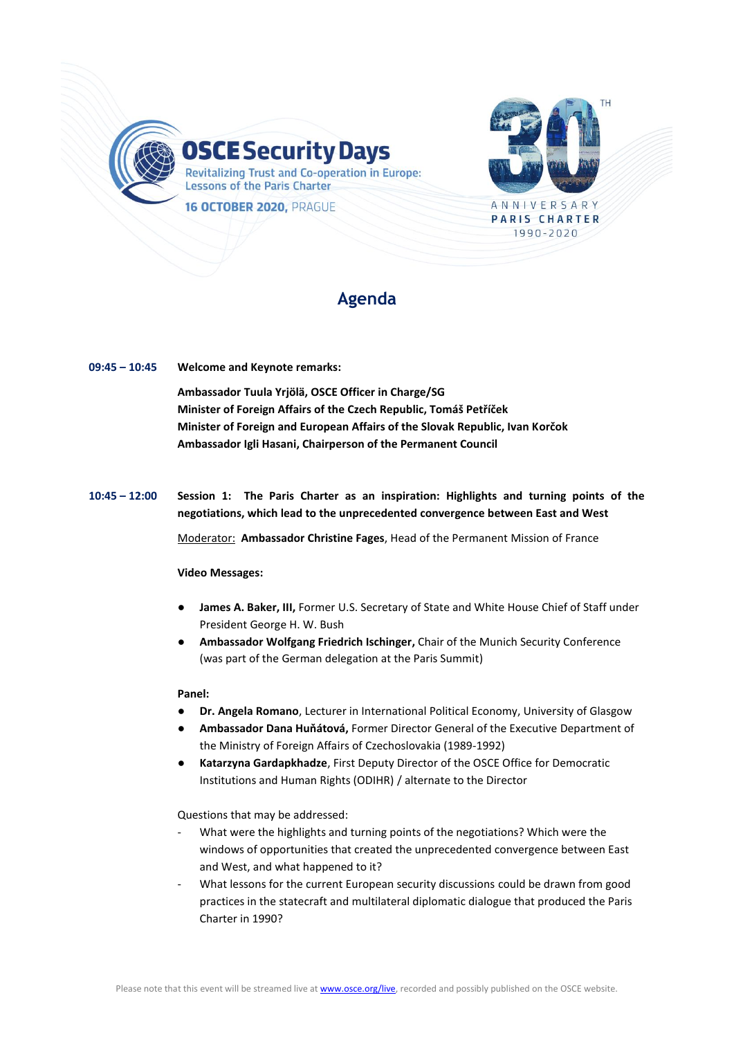# OSCE Security Days

Revitalizing Trust and Co-operation in Europe: Lessons of the Paris Charter

**16 OCTOBER 2020,** PRAGUE

30TH ANNIVERSARY PARIS CHARTER 1990-2020

## Agenda

**09:45 – 10:45** **Welcome and Keynote remarks:**

**Ambassador Tuula Yrjölä, OSCE Officer in Charge/SG**
**Minister of Foreign Affairs of the Czech Republic, Tomáš Petříček**
**Minister of Foreign and European Affairs of the Slovak Republic, Ivan Korčok**
**Ambassador Igli Hasani, Chairperson of the Permanent Council**

**10:45 – 12:00** **Session 1: The Paris Charter as an inspiration: Highlights and turning points of the negotiations, which lead to the unprecedented convergence between East and West**

Moderator: **Ambassador Christine Fages**, Head of the Permanent Mission of France

**Video Messages:**

- **James A. Baker, III,** Former U.S. Secretary of State and White House Chief of Staff under President George H. W. Bush
- **Ambassador Wolfgang Friedrich Ischinger,** Chair of the Munich Security Conference (was part of the German delegation at the Paris Summit)

**Panel:**

- **Dr. Angela Romano**, Lecturer in International Political Economy, University of Glasgow
- **Ambassador Dana Huňátová,** Former Director General of the Executive Department of the Ministry of Foreign Affairs of Czechoslovakia (1989-1992)
- **Katarzyna Gardapkhadze**, First Deputy Director of the OSCE Office for Democratic Institutions and Human Rights (ODIHR) / alternate to the Director

Questions that may be addressed:

- What were the highlights and turning points of the negotiations? Which were the windows of opportunities that created the unprecedented convergence between East and West, and what happened to it?
- What lessons for the current European security discussions could be drawn from good practices in the statecraft and multilateral diplomatic dialogue that produced the Paris Charter in 1990?

Please note that this event will be streamed live at www.osce.org/live, recorded and possibly published on the OSCE website.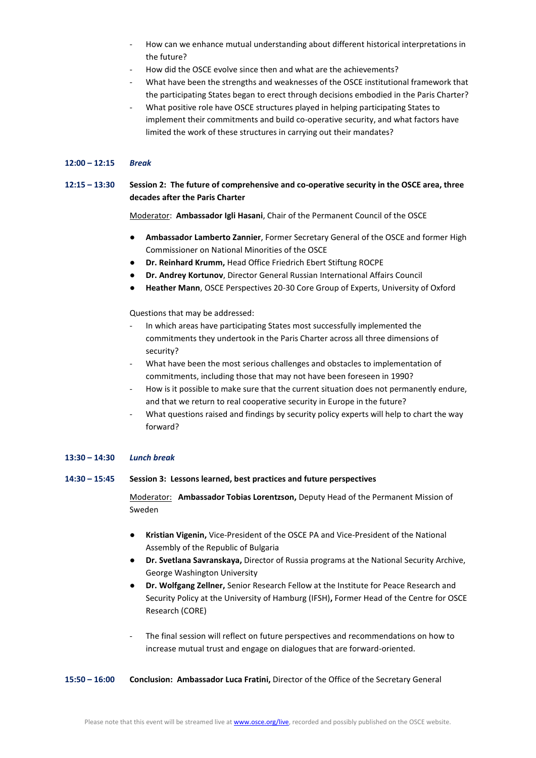- How can we enhance mutual understanding about different historical interpretations in the future?
- How did the OSCE evolve since then and what are the achievements?
- What have been the strengths and weaknesses of the OSCE institutional framework that the participating States began to erect through decisions embodied in the Paris Charter?
- What positive role have OSCE structures played in helping participating States to implement their commitments and build co-operative security, and what factors have limited the work of these structures in carrying out their mandates?

**12:00 – 12:15** ***Break***

**12:15 – 13:30** **Session 2: The future of comprehensive and co-operative security in the OSCE area, three decades after the Paris Charter**

Moderator: **Ambassador Igli Hasani**, Chair of the Permanent Council of the OSCE

- **Ambassador Lamberto Zannier**, Former Secretary General of the OSCE and former High Commissioner on National Minorities of the OSCE
- **Dr. Reinhard Krumm,** Head Office Friedrich Ebert Stiftung ROCPE
- **Dr. Andrey Kortunov**, Director General Russian International Affairs Council
- **Heather Mann**, OSCE Perspectives 20-30 Core Group of Experts, University of Oxford

Questions that may be addressed:

- In which areas have participating States most successfully implemented the commitments they undertook in the Paris Charter across all three dimensions of security?
- What have been the most serious challenges and obstacles to implementation of commitments, including those that may not have been foreseen in 1990?
- How is it possible to make sure that the current situation does not permanently endure, and that we return to real cooperative security in Europe in the future?
- What questions raised and findings by security policy experts will help to chart the way forward?

**13:30 – 14:30** ***Lunch break***

**14:30 – 15:45** **Session 3: Lessons learned, best practices and future perspectives**

Moderator: **Ambassador Tobias Lorentzson,** Deputy Head of the Permanent Mission of Sweden

- **Kristian Vigenin,** Vice-President of the OSCE PA and Vice-President of the National Assembly of the Republic of Bulgaria
- **Dr. Svetlana Savranskaya,** Director of Russia programs at the National Security Archive, George Washington University
- **Dr. Wolfgang Zellner,** Senior Research Fellow at the Institute for Peace Research and Security Policy at the University of Hamburg (IFSH)**,** Former Head of the Centre for OSCE Research (CORE)

- The final session will reflect on future perspectives and recommendations on how to increase mutual trust and engage on dialogues that are forward-oriented.

**15:50 – 16:00** **Conclusion: Ambassador Luca Fratini,** Director of the Office of the Secretary General

Please note that this event will be streamed live at www.osce.org/live, recorded and possibly published on the OSCE website.